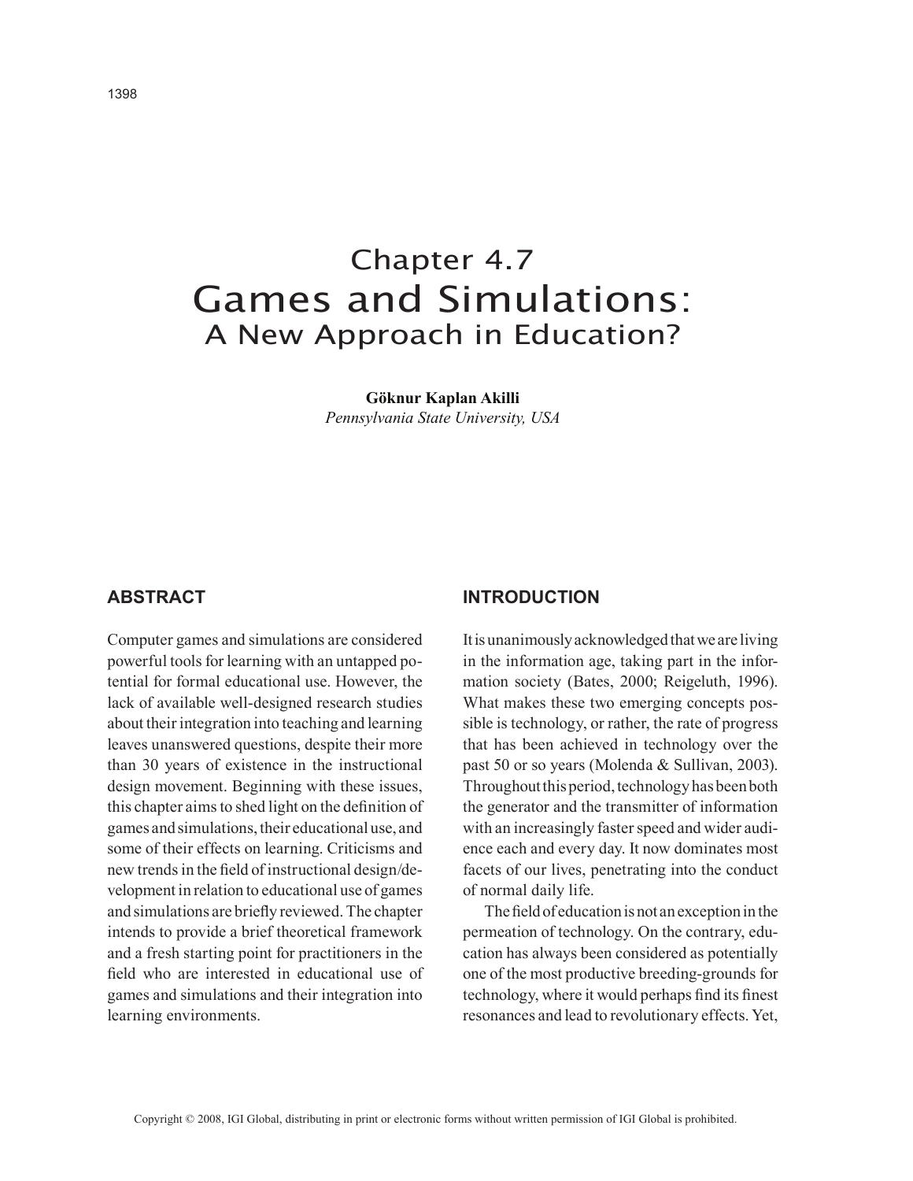# Chapter 4.7
# Games and Simulations: A New Approach in Education?

**Göknur Kaplan Akilli**
*Pennsylvania State University, USA*

## ABSTRACT

Computer games and simulations are considered powerful tools for learning with an untapped potential for formal educational use. However, the lack of available well-designed research studies about their integration into teaching and learning leaves unanswered questions, despite their more than 30 years of existence in the instructional design movement. Beginning with these issues, this chapter aims to shed light on the definition of games and simulations, their educational use, and some of their effects on learning. Criticisms and new trends in the field of instructional design/development in relation to educational use of games and simulations are briefly reviewed. The chapter intends to provide a brief theoretical framework and a fresh starting point for practitioners in the field who are interested in educational use of games and simulations and their integration into learning environments.

## INTRODUCTION

It is unanimously acknowledged that we are living in the information age, taking part in the information society (Bates, 2000; Reigeluth, 1996). What makes these two emerging concepts possible is technology, or rather, the rate of progress that has been achieved in technology over the past 50 or so years (Molenda & Sullivan, 2003). Throughout this period, technology has been both the generator and the transmitter of information with an increasingly faster speed and wider audience each and every day. It now dominates most facets of our lives, penetrating into the conduct of normal daily life.

The field of education is not an exception in the permeation of technology. On the contrary, education has always been considered as potentially one of the most productive breeding-grounds for technology, where it would perhaps find its finest resonances and lead to revolutionary effects. Yet,

Copyright © 2008, IGI Global, distributing in print or electronic forms without written permission of IGI Global is prohibited.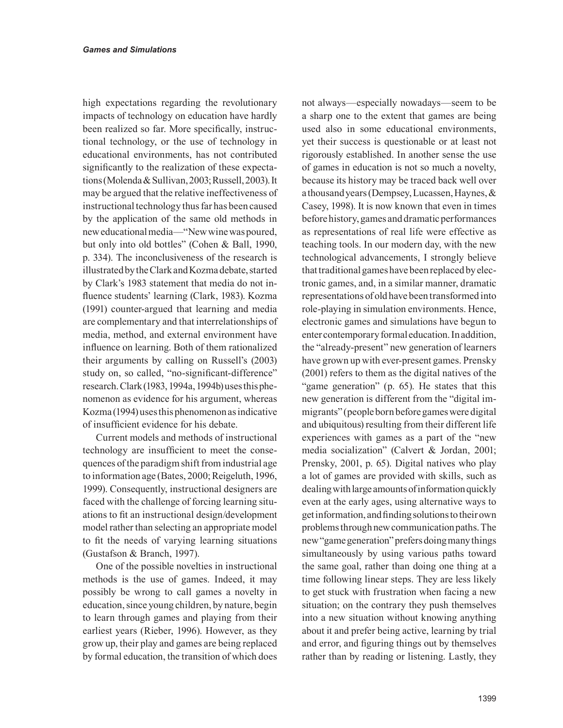high expectations regarding the revolutionary impacts of technology on education have hardly been realized so far. More specifically, instructional technology, or the use of technology in educational environments, has not contributed significantly to the realization of these expectations (Molenda & Sullivan, 2003; Russell, 2003). It may be argued that the relative ineffectiveness of instructional technology thus far has been caused by the application of the same old methods in new educational media—"New wine was poured, but only into old bottles" (Cohen & Ball, 1990, p. 334). The inconclusiveness of the research is illustrated by the Clark and Kozma debate, started by Clark's 1983 statement that media do not influence students' learning (Clark, 1983). Kozma (1991) counter-argued that learning and media are complementary and that interrelationships of media, method, and external environment have influence on learning. Both of them rationalized their arguments by calling on Russell's (2003) study on, so called, "no-significant-difference" research. Clark (1983, 1994a, 1994b) uses this phenomenon as evidence for his argument, whereas Kozma (1994) uses this phenomenon as indicative of insufficient evidence for his debate.

Current models and methods of instructional technology are insufficient to meet the consequences of the paradigm shift from industrial age to information age (Bates, 2000; Reigeluth, 1996, 1999). Consequently, instructional designers are faced with the challenge of forcing learning situations to fit an instructional design/development model rather than selecting an appropriate model to fit the needs of varying learning situations (Gustafson & Branch, 1997).

One of the possible novelties in instructional methods is the use of games. Indeed, it may possibly be wrong to call games a novelty in education, since young children, by nature, begin to learn through games and playing from their earliest years (Rieber, 1996). However, as they grow up, their play and games are being replaced by formal education, the transition of which does not always—especially nowadays—seem to be a sharp one to the extent that games are being used also in some educational environments, yet their success is questionable or at least not rigorously established. In another sense the use of games in education is not so much a novelty, because its history may be traced back well over a thousand years (Dempsey, Lucassen, Haynes, & Casey, 1998). It is now known that even in times before history, games and dramatic performances as representations of real life were effective as teaching tools. In our modern day, with the new technological advancements, I strongly believe that traditional games have been replaced by electronic games, and, in a similar manner, dramatic representations of old have been transformed into role-playing in simulation environments. Hence, electronic games and simulations have begun to enter contemporary formal education. In addition, the "already-present" new generation of learners have grown up with ever-present games. Prensky (2001) refers to them as the digital natives of the "game generation" (p. 65). He states that this new generation is different from the "digital immigrants" (people born before games were digital and ubiquitous) resulting from their different life experiences with games as a part of the "new media socialization" (Calvert & Jordan, 2001; Prensky, 2001, p. 65). Digital natives who play a lot of games are provided with skills, such as dealing with large amounts of information quickly even at the early ages, using alternative ways to get information, and finding solutions to their own problems through new communication paths. The new "game generation" prefers doing many things simultaneously by using various paths toward the same goal, rather than doing one thing at a time following linear steps. They are less likely to get stuck with frustration when facing a new situation; on the contrary they push themselves into a new situation without knowing anything about it and prefer being active, learning by trial and error, and figuring things out by themselves rather than by reading or listening. Lastly, they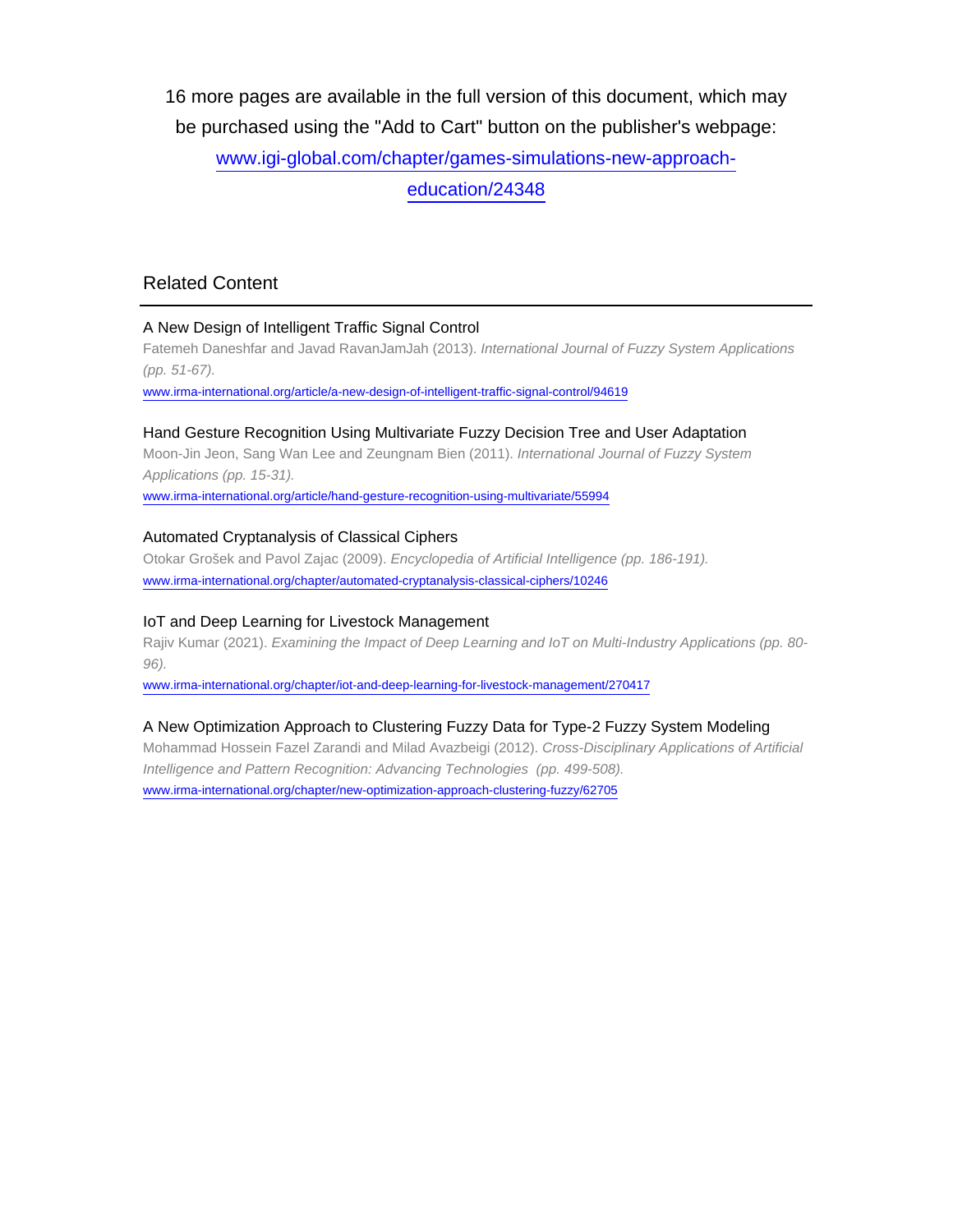16 more pages are available in the full version of this document, which may be purchased using the "Add to Cart" button on the publisher's webpage: [www.igi-global.com/chapter/games-simulations-new-approach-education/24348](http://www.igi-global.com/chapter/games-simulations-new-approach-education/24348)

## Related Content

A New Design of Intelligent Traffic Signal Control
Fatemeh Daneshfar and Javad RavanJamJah (2013). *International Journal of Fuzzy System Applications (pp. 51-67).*
[www.irma-international.org/article/a-new-design-of-intelligent-traffic-signal-control/94619](http://www.irma-international.org/article/a-new-design-of-intelligent-traffic-signal-control/94619)

Hand Gesture Recognition Using Multivariate Fuzzy Decision Tree and User Adaptation
Moon-Jin Jeon, Sang Wan Lee and Zeungnam Bien (2011). *International Journal of Fuzzy System Applications (pp. 15-31).*
[www.irma-international.org/article/hand-gesture-recognition-using-multivariate/55994](http://www.irma-international.org/article/hand-gesture-recognition-using-multivariate/55994)

Automated Cryptanalysis of Classical Ciphers
Otokar Grošek and Pavol Zajac (2009). *Encyclopedia of Artificial Intelligence (pp. 186-191).*
[www.irma-international.org/chapter/automated-cryptanalysis-classical-ciphers/10246](http://www.irma-international.org/chapter/automated-cryptanalysis-classical-ciphers/10246)

IoT and Deep Learning for Livestock Management
Rajiv Kumar (2021). *Examining the Impact of Deep Learning and IoT on Multi-Industry Applications (pp. 80-96).*
[www.irma-international.org/chapter/iot-and-deep-learning-for-livestock-management/270417](http://www.irma-international.org/chapter/iot-and-deep-learning-for-livestock-management/270417)

A New Optimization Approach to Clustering Fuzzy Data for Type-2 Fuzzy System Modeling
Mohammad Hossein Fazel Zarandi and Milad Avazbeigi (2012). *Cross-Disciplinary Applications of Artificial Intelligence and Pattern Recognition: Advancing Technologies (pp. 499-508).*
[www.irma-international.org/chapter/new-optimization-approach-clustering-fuzzy/62705](http://www.irma-international.org/chapter/new-optimization-approach-clustering-fuzzy/62705)